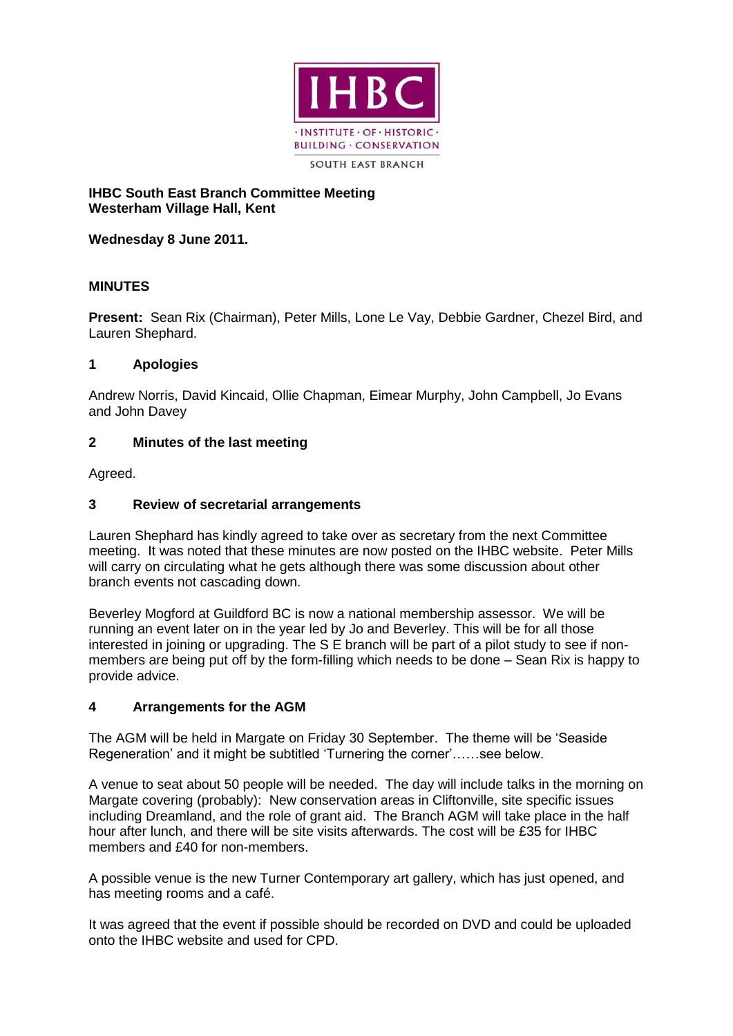IHBC · INSTITUTE · OF · HISTORIC · BUILDING · CONSERVATION

SOUTH EAST BRANCH

**IHBC South East Branch Committee Meeting**
**Westerham Village Hall, Kent**

**Wednesday 8 June 2011.**

## MINUTES

**Present:** Sean Rix (Chairman), Peter Mills, Lone Le Vay, Debbie Gardner, Chezel Bird, and Lauren Shephard.

### 1 Apologies

Andrew Norris, David Kincaid, Ollie Chapman, Eimear Murphy, John Campbell, Jo Evans and John Davey

### 2 Minutes of the last meeting

Agreed.

### 3 Review of secretarial arrangements

Lauren Shephard has kindly agreed to take over as secretary from the next Committee meeting. It was noted that these minutes are now posted on the IHBC website. Peter Mills will carry on circulating what he gets although there was some discussion about other branch events not cascading down.

Beverley Mogford at Guildford BC is now a national membership assessor. We will be running an event later on in the year led by Jo and Beverley. This will be for all those interested in joining or upgrading. The S E branch will be part of a pilot study to see if non-members are being put off by the form-filling which needs to be done – Sean Rix is happy to provide advice.

### 4 Arrangements for the AGM

The AGM will be held in Margate on Friday 30 September. The theme will be 'Seaside Regeneration' and it might be subtitled 'Turnering the corner'……see below.

A venue to seat about 50 people will be needed. The day will include talks in the morning on Margate covering (probably): New conservation areas in Cliftonville, site specific issues including Dreamland, and the role of grant aid. The Branch AGM will take place in the half hour after lunch, and there will be site visits afterwards. The cost will be £35 for IHBC members and £40 for non-members.

A possible venue is the new Turner Contemporary art gallery, which has just opened, and has meeting rooms and a café.

It was agreed that the event if possible should be recorded on DVD and could be uploaded onto the IHBC website and used for CPD.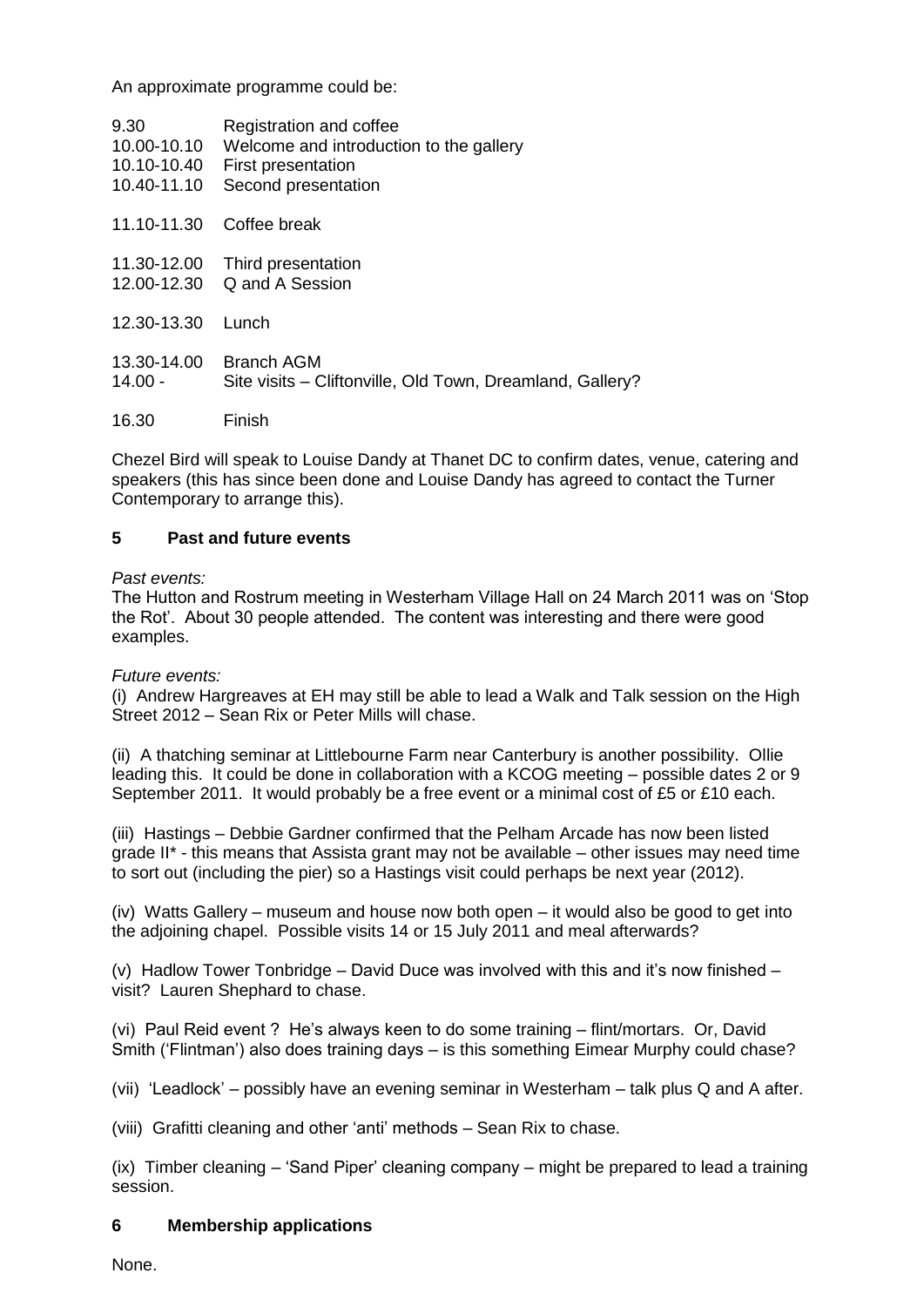An approximate programme could be:

| | |
|---|---|
| 9.30 | Registration and coffee |
| 10.00-10.10 | Welcome and introduction to the gallery |
| 10.10-10.40 | First presentation |
| 10.40-11.10 | Second presentation |
| 11.10-11.30 | Coffee break |
| 11.30-12.00 | Third presentation |
| 12.00-12.30 | Q and A Session |
| 12.30-13.30 | Lunch |
| 13.30-14.00 | Branch AGM |
| 14.00 - | Site visits – Cliftonville, Old Town, Dreamland, Gallery? |
| 16.30 | Finish |

Chezel Bird will speak to Louise Dandy at Thanet DC to confirm dates, venue, catering and speakers (this has since been done and Louise Dandy has agreed to contact the Turner Contemporary to arrange this).

## 5 Past and future events

*Past events:*

The Hutton and Rostrum meeting in Westerham Village Hall on 24 March 2011 was on 'Stop the Rot'. About 30 people attended. The content was interesting and there were good examples.

*Future events:*

(i) Andrew Hargreaves at EH may still be able to lead a Walk and Talk session on the High Street 2012 – Sean Rix or Peter Mills will chase.

(ii) A thatching seminar at Littlebourne Farm near Canterbury is another possibility. Ollie leading this. It could be done in collaboration with a KCOG meeting – possible dates 2 or 9 September 2011. It would probably be a free event or a minimal cost of £5 or £10 each.

(iii) Hastings – Debbie Gardner confirmed that the Pelham Arcade has now been listed grade II* - this means that Assista grant may not be available – other issues may need time to sort out (including the pier) so a Hastings visit could perhaps be next year (2012).

(iv) Watts Gallery – museum and house now both open – it would also be good to get into the adjoining chapel. Possible visits 14 or 15 July 2011 and meal afterwards?

(v) Hadlow Tower Tonbridge – David Duce was involved with this and it's now finished – visit? Lauren Shephard to chase.

(vi) Paul Reid event ? He's always keen to do some training – flint/mortars. Or, David Smith ('Flintman') also does training days – is this something Eimear Murphy could chase?

(vii) 'Leadlock' – possibly have an evening seminar in Westerham – talk plus Q and A after.

(viii) Grafitti cleaning and other 'anti' methods – Sean Rix to chase.

(ix) Timber cleaning – 'Sand Piper' cleaning company – might be prepared to lead a training session.

## 6 Membership applications

None.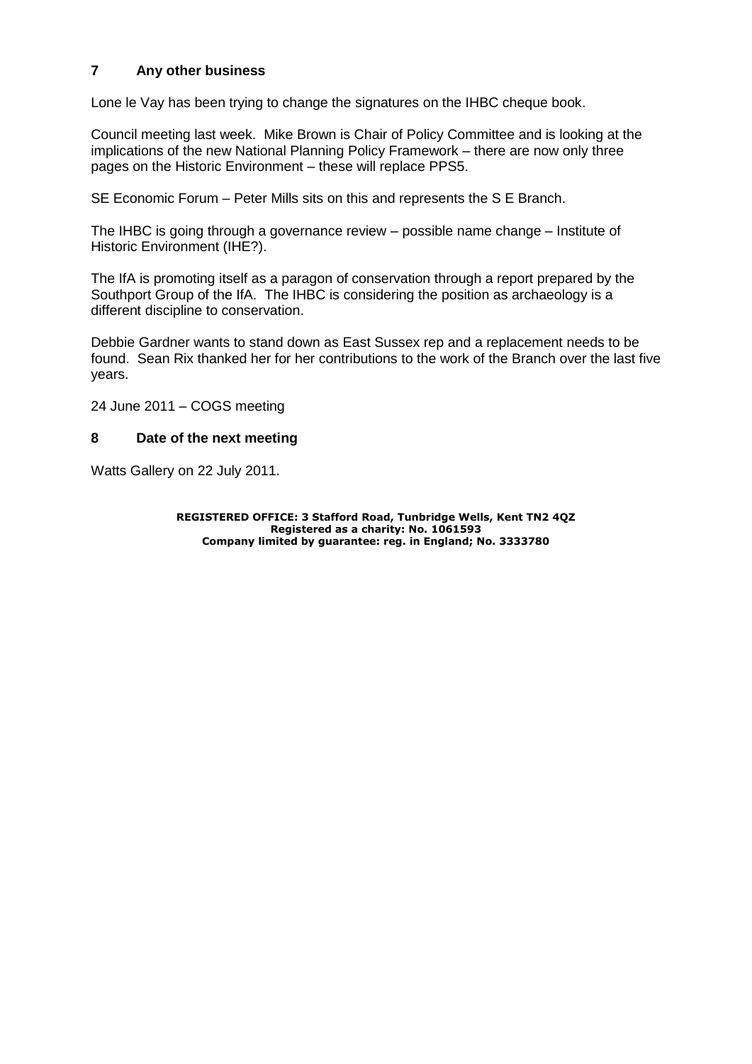## 7 Any other business

Lone le Vay has been trying to change the signatures on the IHBC cheque book.

Council meeting last week. Mike Brown is Chair of Policy Committee and is looking at the implications of the new National Planning Policy Framework – there are now only three pages on the Historic Environment – these will replace PPS5.

SE Economic Forum – Peter Mills sits on this and represents the S E Branch.

The IHBC is going through a governance review – possible name change – Institute of Historic Environment (IHE?).

The IfA is promoting itself as a paragon of conservation through a report prepared by the Southport Group of the IfA. The IHBC is considering the position as archaeology is a different discipline to conservation.

Debbie Gardner wants to stand down as East Sussex rep and a replacement needs to be found. Sean Rix thanked her for her contributions to the work of the Branch over the last five years.

24 June 2011 – COGS meeting

## 8 Date of the next meeting

Watts Gallery on 22 July 2011.

**REGISTERED OFFICE: 3 Stafford Road, Tunbridge Wells, Kent TN2 4QZ**
**Registered as a charity: No. 1061593**
**Company limited by guarantee: reg. in England; No. 3333780**